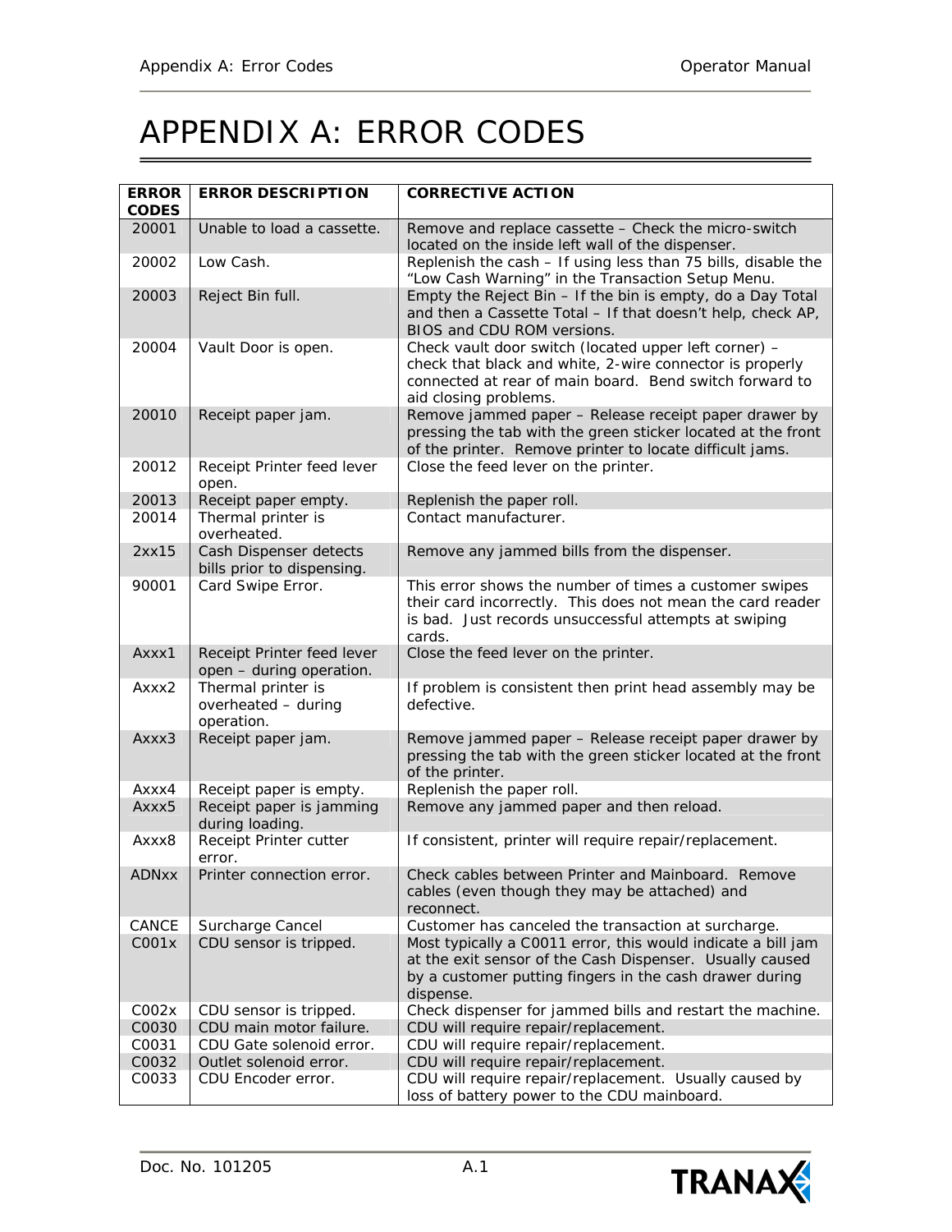# APPENDIX A: ERROR CODES

| ERROR CODES | ERROR DESCRIPTION | CORRECTIVE ACTION |
|---|---|---|
| 20001 | Unable to load a cassette. | Remove and replace cassette – Check the micro-switch located on the inside left wall of the dispenser. |
| 20002 | Low Cash. | Replenish the cash – If using less than 75 bills, disable the "Low Cash Warning" in the Transaction Setup Menu. |
| 20003 | Reject Bin full. | Empty the Reject Bin – If the bin is empty, do a Day Total and then a Cassette Total – If that doesn't help, check AP, BIOS and CDU ROM versions. |
| 20004 | Vault Door is open. | Check vault door switch (located upper left corner) – check that black and white, 2-wire connector is properly connected at rear of main board. Bend switch forward to aid closing problems. |
| 20010 | Receipt paper jam. | Remove jammed paper – Release receipt paper drawer by pressing the tab with the green sticker located at the front of the printer. Remove printer to locate difficult jams. |
| 20012 | Receipt Printer feed lever open. | Close the feed lever on the printer. |
| 20013 | Receipt paper empty. | Replenish the paper roll. |
| 20014 | Thermal printer is overheated. | Contact manufacturer. |
| 2xx15 | Cash Dispenser detects bills prior to dispensing. | Remove any jammed bills from the dispenser. |
| 90001 | Card Swipe Error. | This error shows the number of times a customer swipes their card incorrectly. This does not mean the card reader is bad. Just records unsuccessful attempts at swiping cards. |
| Axxx1 | Receipt Printer feed lever open – during operation. | Close the feed lever on the printer. |
| Axxx2 | Thermal printer is overheated – during operation. | If problem is consistent then print head assembly may be defective. |
| Axxx3 | Receipt paper jam. | Remove jammed paper – Release receipt paper drawer by pressing the tab with the green sticker located at the front of the printer. |
| Axxx4 | Receipt paper is empty. | Replenish the paper roll. |
| Axxx5 | Receipt paper is jamming during loading. | Remove any jammed paper and then reload. |
| Axxx8 | Receipt Printer cutter error. | If consistent, printer will require repair/replacement. |
| ADNxx | Printer connection error. | Check cables between Printer and Mainboard. Remove cables (even though they may be attached) and reconnect. |
| CANCE | Surcharge Cancel | Customer has canceled the transaction at surcharge. |
| C001x | CDU sensor is tripped. | Most typically a C0011 error, this would indicate a bill jam at the exit sensor of the Cash Dispenser. Usually caused by a customer putting fingers in the cash drawer during dispense. |
| C002x | CDU sensor is tripped. | Check dispenser for jammed bills and restart the machine. |
| C0030 | CDU main motor failure. | CDU will require repair/replacement. |
| C0031 | CDU Gate solenoid error. | CDU will require repair/replacement. |
| C0032 | Outlet solenoid error. | CDU will require repair/replacement. |
| C0033 | CDU Encoder error. | CDU will require repair/replacement. Usually caused by loss of battery power to the CDU mainboard. |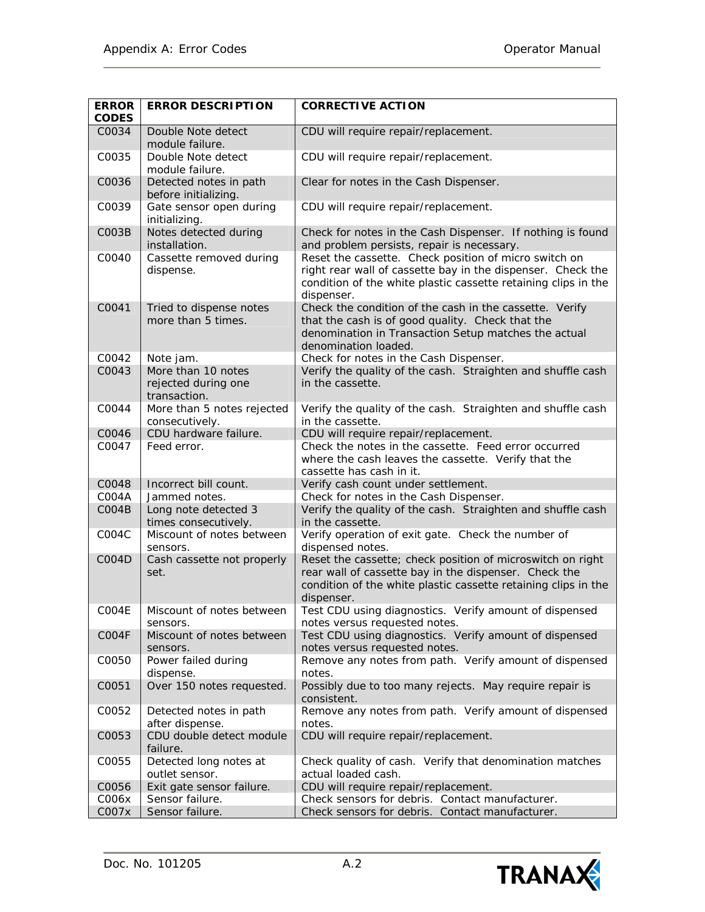| ERROR CODES | ERROR DESCRIPTION | CORRECTIVE ACTION |
|---|---|---|
| C0034 | Double Note detect module failure. | CDU will require repair/replacement. |
| C0035 | Double Note detect module failure. | CDU will require repair/replacement. |
| C0036 | Detected notes in path before initializing. | Clear for notes in the Cash Dispenser. |
| C0039 | Gate sensor open during initializing. | CDU will require repair/replacement. |
| C003B | Notes detected during installation. | Check for notes in the Cash Dispenser. If nothing is found and problem persists, repair is necessary. |
| C0040 | Cassette removed during dispense. | Reset the cassette. Check position of micro switch on right rear wall of cassette bay in the dispenser. Check the condition of the white plastic cassette retaining clips in the dispenser. |
| C0041 | Tried to dispense notes more than 5 times. | Check the condition of the cash in the cassette. Verify that the cash is of good quality. Check that the denomination in Transaction Setup matches the actual denomination loaded. |
| C0042 | Note jam. | Check for notes in the Cash Dispenser. |
| C0043 | More than 10 notes rejected during one transaction. | Verify the quality of the cash. Straighten and shuffle cash in the cassette. |
| C0044 | More than 5 notes rejected consecutively. | Verify the quality of the cash. Straighten and shuffle cash in the cassette. |
| C0046 | CDU hardware failure. | CDU will require repair/replacement. |
| C0047 | Feed error. | Check the notes in the cassette. Feed error occurred where the cash leaves the cassette. Verify that the cassette has cash in it. |
| C0048 | Incorrect bill count. | Verify cash count under settlement. |
| C004A | Jammed notes. | Check for notes in the Cash Dispenser. |
| C004B | Long note detected 3 times consecutively. | Verify the quality of the cash. Straighten and shuffle cash in the cassette. |
| C004C | Miscount of notes between sensors. | Verify operation of exit gate. Check the number of dispensed notes. |
| C004D | Cash cassette not properly set. | Reset the cassette; check position of microswitch on right rear wall of cassette bay in the dispenser. Check the condition of the white plastic cassette retaining clips in the dispenser. |
| C004E | Miscount of notes between sensors. | Test CDU using diagnostics. Verify amount of dispensed notes versus requested notes. |
| C004F | Miscount of notes between sensors. | Test CDU using diagnostics. Verify amount of dispensed notes versus requested notes. |
| C0050 | Power failed during dispense. | Remove any notes from path. Verify amount of dispensed notes. |
| C0051 | Over 150 notes requested. | Possibly due to too many rejects. May require repair is consistent. |
| C0052 | Detected notes in path after dispense. | Remove any notes from path. Verify amount of dispensed notes. |
| C0053 | CDU double detect module failure. | CDU will require repair/replacement. |
| C0055 | Detected long notes at outlet sensor. | Check quality of cash. Verify that denomination matches actual loaded cash. |
| C0056 | Exit gate sensor failure. | CDU will require repair/replacement. |
| C006x | Sensor failure. | Check sensors for debris. Contact manufacturer. |
| C007x | Sensor failure. | Check sensors for debris. Contact manufacturer. |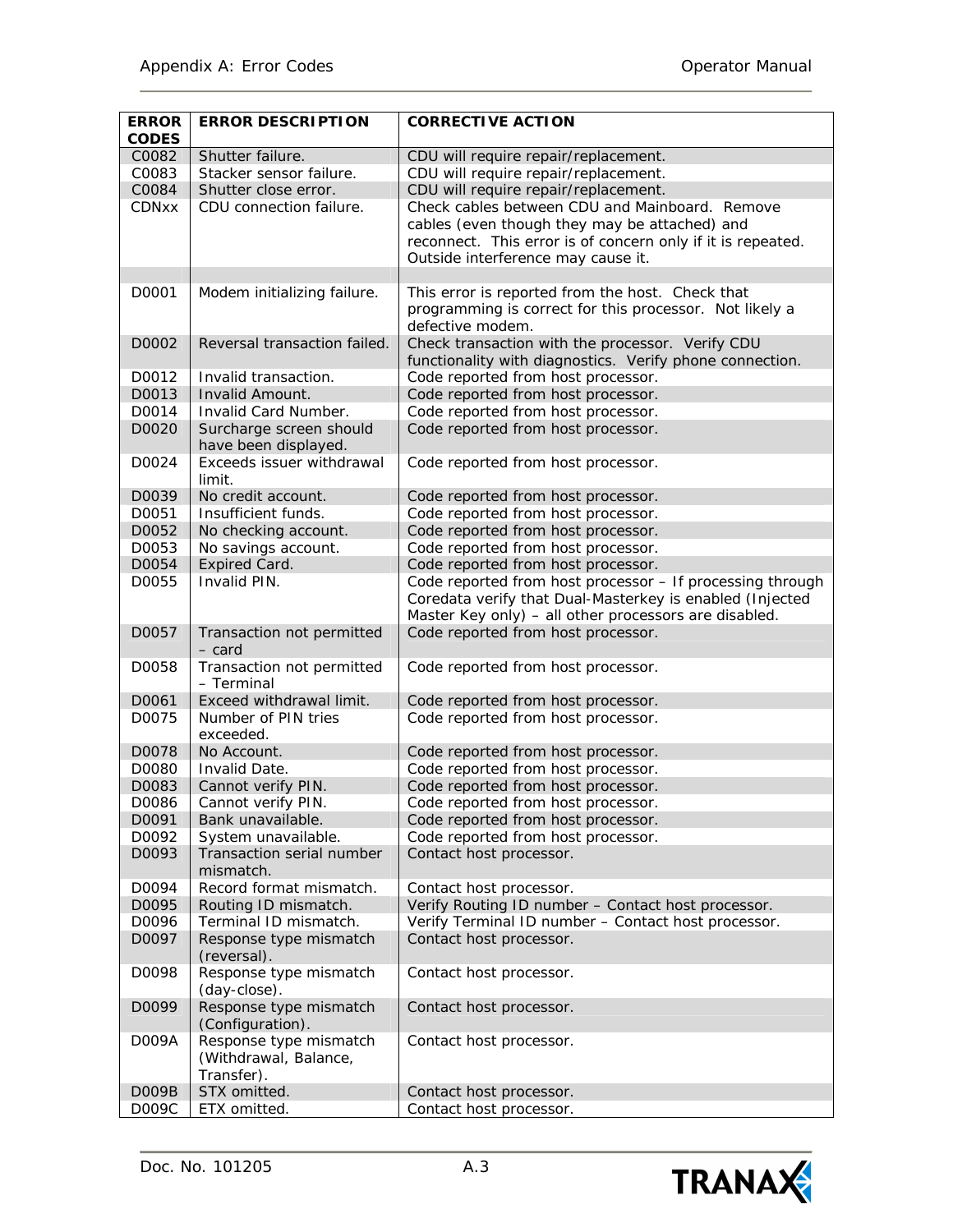| ERROR CODES | ERROR DESCRIPTION | CORRECTIVE ACTION |
|---|---|---|
| C0082 | Shutter failure. | CDU will require repair/replacement. |
| C0083 | Stacker sensor failure. | CDU will require repair/replacement. |
| C0084 | Shutter close error. | CDU will require repair/replacement. |
| CDNxx | CDU connection failure. | Check cables between CDU and Mainboard. Remove cables (even though they may be attached) and reconnect. This error is of concern only if it is repeated. Outside interference may cause it. |
| | | |
| D0001 | Modem initializing failure. | This error is reported from the host. Check that programming is correct for this processor. Not likely a defective modem. |
| D0002 | Reversal transaction failed. | Check transaction with the processor. Verify CDU functionality with diagnostics. Verify phone connection. |
| D0012 | Invalid transaction. | Code reported from host processor. |
| D0013 | Invalid Amount. | Code reported from host processor. |
| D0014 | Invalid Card Number. | Code reported from host processor. |
| D0020 | Surcharge screen should have been displayed. | Code reported from host processor. |
| D0024 | Exceeds issuer withdrawal limit. | Code reported from host processor. |
| D0039 | No credit account. | Code reported from host processor. |
| D0051 | Insufficient funds. | Code reported from host processor. |
| D0052 | No checking account. | Code reported from host processor. |
| D0053 | No savings account. | Code reported from host processor. |
| D0054 | Expired Card. | Code reported from host processor. |
| D0055 | Invalid PIN. | Code reported from host processor – If processing through Coredata verify that Dual-Masterkey is enabled (Injected Master Key only) – all other processors are disabled. |
| D0057 | Transaction not permitted – card | Code reported from host processor. |
| D0058 | Transaction not permitted – Terminal | Code reported from host processor. |
| D0061 | Exceed withdrawal limit. | Code reported from host processor. |
| D0075 | Number of PIN tries exceeded. | Code reported from host processor. |
| D0078 | No Account. | Code reported from host processor. |
| D0080 | Invalid Date. | Code reported from host processor. |
| D0083 | Cannot verify PIN. | Code reported from host processor. |
| D0086 | Cannot verify PIN. | Code reported from host processor. |
| D0091 | Bank unavailable. | Code reported from host processor. |
| D0092 | System unavailable. | Code reported from host processor. |
| D0093 | Transaction serial number mismatch. | Contact host processor. |
| D0094 | Record format mismatch. | Contact host processor. |
| D0095 | Routing ID mismatch. | Verify Routing ID number – Contact host processor. |
| D0096 | Terminal ID mismatch. | Verify Terminal ID number – Contact host processor. |
| D0097 | Response type mismatch (reversal). | Contact host processor. |
| D0098 | Response type mismatch (day-close). | Contact host processor. |
| D0099 | Response type mismatch (Configuration). | Contact host processor. |
| D009A | Response type mismatch (Withdrawal, Balance, Transfer). | Contact host processor. |
| D009B | STX omitted. | Contact host processor. |
| D009C | ETX omitted. | Contact host processor. |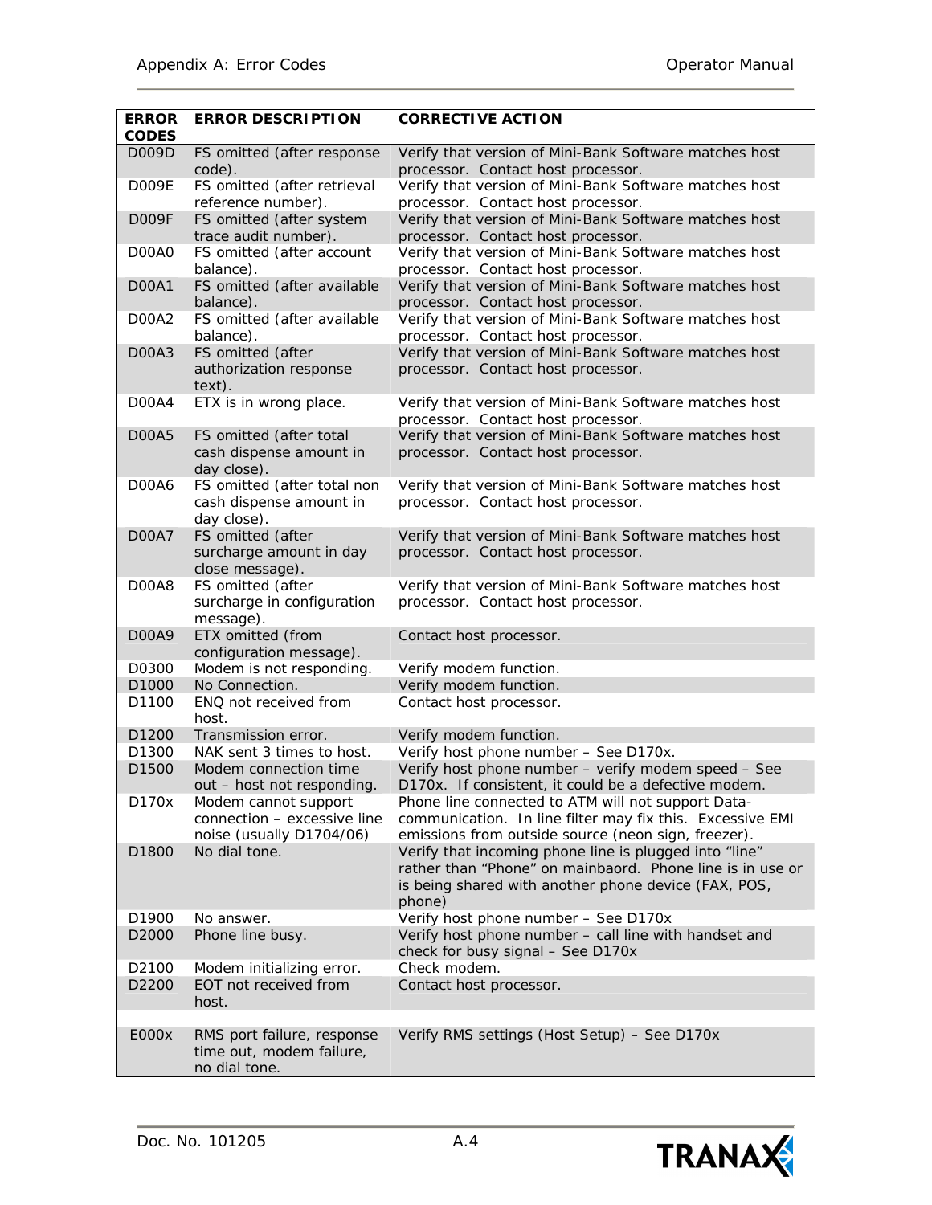| ERROR CODES | ERROR DESCRIPTION | CORRECTIVE ACTION |
|---|---|---|
| D009D | FS omitted (after response code). | Verify that version of Mini-Bank Software matches host processor. Contact host processor. |
| D009E | FS omitted (after retrieval reference number). | Verify that version of Mini-Bank Software matches host processor. Contact host processor. |
| D009F | FS omitted (after system trace audit number). | Verify that version of Mini-Bank Software matches host processor. Contact host processor. |
| D00A0 | FS omitted (after account balance). | Verify that version of Mini-Bank Software matches host processor. Contact host processor. |
| D00A1 | FS omitted (after available balance). | Verify that version of Mini-Bank Software matches host processor. Contact host processor. |
| D00A2 | FS omitted (after available balance). | Verify that version of Mini-Bank Software matches host processor. Contact host processor. |
| D00A3 | FS omitted (after authorization response text). | Verify that version of Mini-Bank Software matches host processor. Contact host processor. |
| D00A4 | ETX is in wrong place. | Verify that version of Mini-Bank Software matches host processor. Contact host processor. |
| D00A5 | FS omitted (after total cash dispense amount in day close). | Verify that version of Mini-Bank Software matches host processor. Contact host processor. |
| D00A6 | FS omitted (after total non cash dispense amount in day close). | Verify that version of Mini-Bank Software matches host processor. Contact host processor. |
| D00A7 | FS omitted (after surcharge amount in day close message). | Verify that version of Mini-Bank Software matches host processor. Contact host processor. |
| D00A8 | FS omitted (after surcharge in configuration message). | Verify that version of Mini-Bank Software matches host processor. Contact host processor. |
| D00A9 | ETX omitted (from configuration message). | Contact host processor. |
| D0300 | Modem is not responding. | Verify modem function. |
| D1000 | No Connection. | Verify modem function. |
| D1100 | ENQ not received from host. | Contact host processor. |
| D1200 | Transmission error. | Verify modem function. |
| D1300 | NAK sent 3 times to host. | Verify host phone number – See D170x. |
| D1500 | Modem connection time out – host not responding. | Verify host phone number – verify modem speed – See D170x. If consistent, it could be a defective modem. |
| D170x | Modem cannot support connection – excessive line noise (usually D1704/06) | Phone line connected to ATM will not support Data-communication. In line filter may fix this. Excessive EMI emissions from outside source (neon sign, freezer). |
| D1800 | No dial tone. | Verify that incoming phone line is plugged into "line" rather than "Phone" on mainbaord. Phone line is in use or is being shared with another phone device (FAX, POS, phone) |
| D1900 | No answer. | Verify host phone number – See D170x |
| D2000 | Phone line busy. | Verify host phone number – call line with handset and check for busy signal – See D170x |
| D2100 | Modem initializing error. | Check modem. |
| D2200 | EOT not received from host. | Contact host processor. |
| | | |
| E000x | RMS port failure, response time out, modem failure, no dial tone. | Verify RMS settings (Host Setup) – See D170x |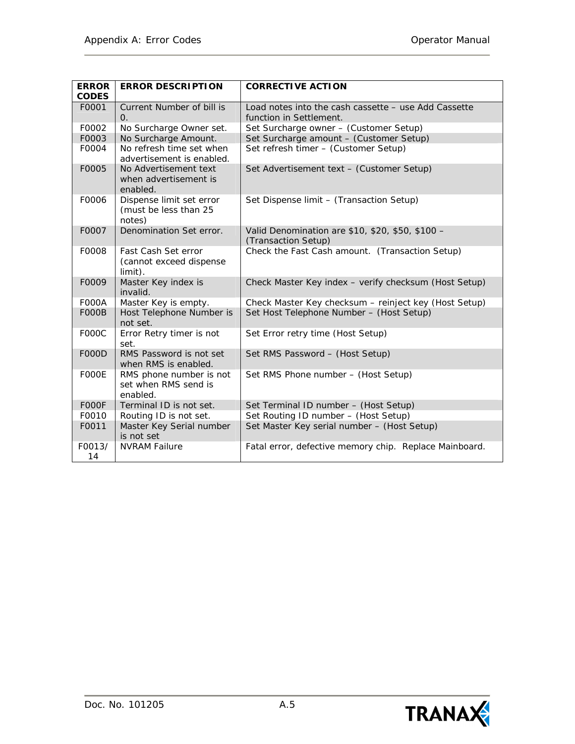| ERROR CODES | ERROR DESCRIPTION | CORRECTIVE ACTION |
|---|---|---|
| F0001 | Current Number of bill is 0. | Load notes into the cash cassette – use Add Cassette function in Settlement. |
| F0002 | No Surcharge Owner set. | Set Surcharge owner – (Customer Setup) |
| F0003 | No Surcharge Amount. | Set Surcharge amount – (Customer Setup) |
| F0004 | No refresh time set when advertisement is enabled. | Set refresh timer – (Customer Setup) |
| F0005 | No Advertisement text when advertisement is enabled. | Set Advertisement text – (Customer Setup) |
| F0006 | Dispense limit set error (must be less than 25 notes) | Set Dispense limit – (Transaction Setup) |
| F0007 | Denomination Set error. | Valid Denomination are $10, $20, $50, $100 – (Transaction Setup) |
| F0008 | Fast Cash Set error (cannot exceed dispense limit). | Check the Fast Cash amount. (Transaction Setup) |
| F0009 | Master Key index is invalid. | Check Master Key index – verify checksum (Host Setup) |
| F000A | Master Key is empty. | Check Master Key checksum – reinject key (Host Setup) |
| F000B | Host Telephone Number is not set. | Set Host Telephone Number – (Host Setup) |
| F000C | Error Retry timer is not set. | Set Error retry time (Host Setup) |
| F000D | RMS Password is not set when RMS is enabled. | Set RMS Password – (Host Setup) |
| F000E | RMS phone number is not set when RMS send is enabled. | Set RMS Phone number – (Host Setup) |
| F000F | Terminal ID is not set. | Set Terminal ID number – (Host Setup) |
| F0010 | Routing ID is not set. | Set Routing ID number – (Host Setup) |
| F0011 | Master Key Serial number is not set | Set Master Key serial number – (Host Setup) |
| F0013/14 | NVRAM Failure | Fatal error, defective memory chip. Replace Mainboard. |